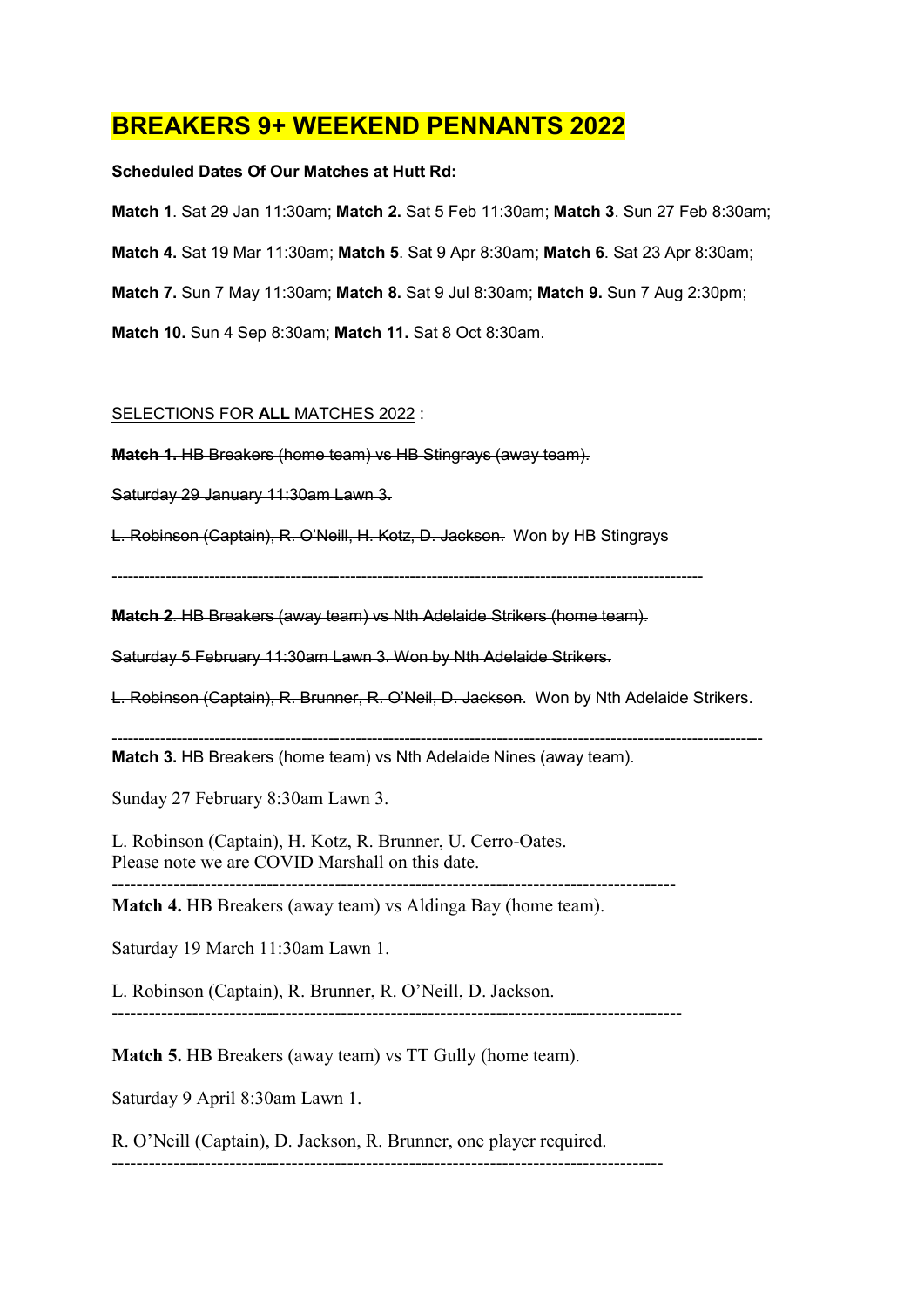# BREAKERS 9+ WEEKEND PENNANTS 2022

**Scheduled Dates Of Our Matches at Hutt Rd:**

**Match 1**. Sat 29 Jan 11:30am; **Match 2.** Sat 5 Feb 11:30am; **Match 3**. Sun 27 Feb 8:30am;

**Match 4.** Sat 19 Mar 11:30am; **Match 5**. Sat 9 Apr 8:30am; **Match 6**. Sat 23 Apr 8:30am;

**Match 7.** Sun 7 May 11:30am; **Match 8.** Sat 9 Jul 8:30am; **Match 9.** Sun 7 Aug 2:30pm;

**Match 10.** Sun 4 Sep 8:30am; **Match 11.** Sat 8 Oct 8:30am.

SELECTIONS FOR **ALL** MATCHES 2022 :

~~**Match 1.** HB Breakers (home team) vs HB Stingrays (away team).~~

~~Saturday 29 January 11:30am Lawn 3.~~

~~L. Robinson (Captain), R. O'Neill, H. Kotz, D. Jackson.~~ Won by HB Stingrays

---

~~**Match 2**. HB Breakers (away team) vs Nth Adelaide Strikers (home team).~~

~~Saturday 5 February 11:30am Lawn 3. Won by Nth Adelaide Strikers.~~

~~L. Robinson (Captain), R. Brunner, R. O'Neil, D. Jackson~~. Won by Nth Adelaide Strikers.

---

**Match 3.** HB Breakers (home team) vs Nth Adelaide Nines (away team).

Sunday 27 February 8:30am Lawn 3.

L. Robinson (Captain), H. Kotz, R. Brunner, U. Cerro-Oates.
Please note we are COVID Marshall on this date.

---

**Match 4.** HB Breakers (away team) vs Aldinga Bay (home team).

Saturday 19 March 11:30am Lawn 1.

L. Robinson (Captain), R. Brunner, R. O'Neill, D. Jackson.

---

**Match 5.** HB Breakers (away team) vs TT Gully (home team).

Saturday 9 April 8:30am Lawn 1.

R. O'Neill (Captain), D. Jackson, R. Brunner, one player required.

---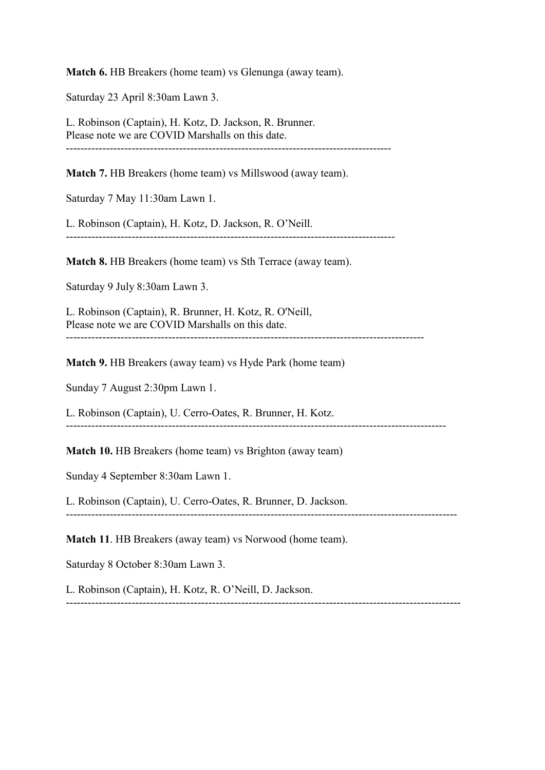**Match 6.** HB Breakers (home team) vs Glenunga (away team).

Saturday 23 April 8:30am Lawn 3.

L. Robinson (Captain), H. Kotz, D. Jackson, R. Brunner.
Please note we are COVID Marshalls on this date.

---

**Match 7.** HB Breakers (home team) vs Millswood (away team).

Saturday 7 May 11:30am Lawn 1.

L. Robinson (Captain), H. Kotz, D. Jackson, R. O'Neill.

---

**Match 8.** HB Breakers (home team) vs Sth Terrace (away team).

Saturday 9 July 8:30am Lawn 3.

L. Robinson (Captain), R. Brunner, H. Kotz, R. O'Neill,
Please note we are COVID Marshalls on this date.

---

**Match 9.** HB Breakers (away team) vs Hyde Park (home team)

Sunday 7 August 2:30pm Lawn 1.

L. Robinson (Captain), U. Cerro-Oates, R. Brunner, H. Kotz.

---

**Match 10.** HB Breakers (home team) vs Brighton (away team)

Sunday 4 September 8:30am Lawn 1.

L. Robinson (Captain), U. Cerro-Oates, R. Brunner, D. Jackson.

---

**Match 11**. HB Breakers (away team) vs Norwood (home team).

Saturday 8 October 8:30am Lawn 3.

L. Robinson (Captain), H. Kotz, R. O'Neill, D. Jackson.

---